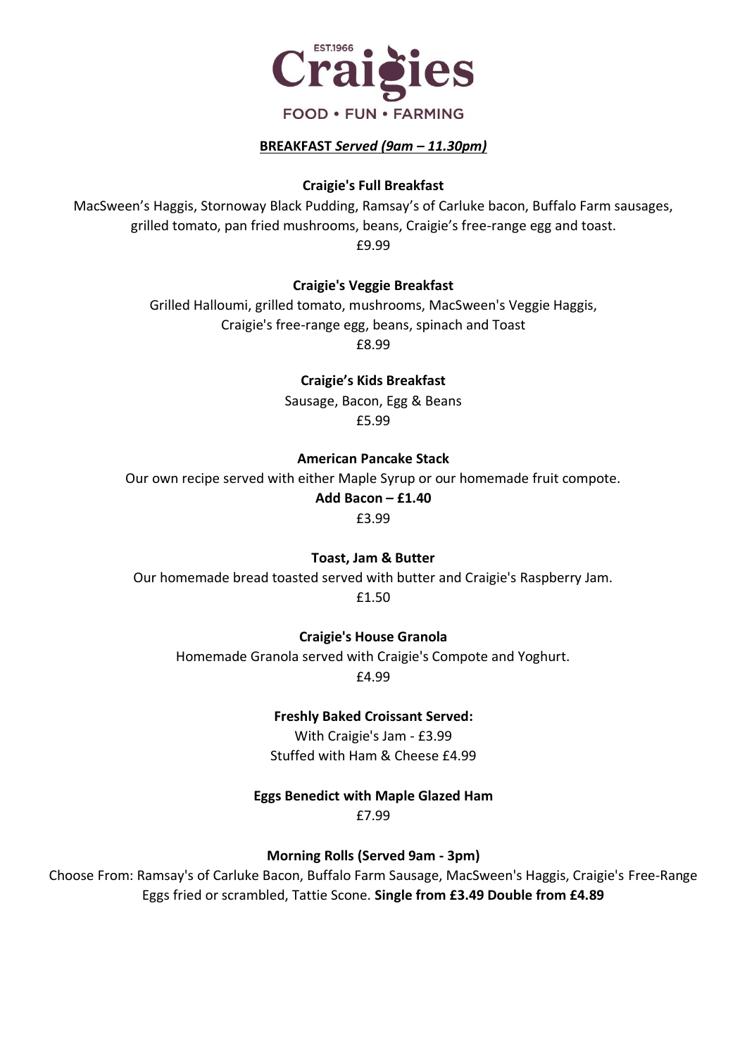# Craigies

EST.1966

FOOD • FUN • FARMING

## BREAKFAST *Served (9am – 11.30pm)*

**Craigie's Full Breakfast**

MacSween's Haggis, Stornoway Black Pudding, Ramsay's of Carluke bacon, Buffalo Farm sausages, grilled tomato, pan fried mushrooms, beans, Craigie's free-range egg and toast.

£9.99

**Craigie's Veggie Breakfast**

Grilled Halloumi, grilled tomato, mushrooms, MacSween's Veggie Haggis, Craigie's free-range egg, beans, spinach and Toast

£8.99

**Craigie's Kids Breakfast**

Sausage, Bacon, Egg & Beans

£5.99

**American Pancake Stack**

Our own recipe served with either Maple Syrup or our homemade fruit compote.

**Add Bacon – £1.40**

£3.99

**Toast, Jam & Butter**

Our homemade bread toasted served with butter and Craigie's Raspberry Jam.

£1.50

**Craigie's House Granola**

Homemade Granola served with Craigie's Compote and Yoghurt.

£4.99

**Freshly Baked Croissant Served:**

With Craigie's Jam - £3.99

Stuffed with Ham & Cheese £4.99

**Eggs Benedict with Maple Glazed Ham**

£7.99

**Morning Rolls (Served 9am - 3pm)**

Choose From: Ramsay's of Carluke Bacon, Buffalo Farm Sausage, MacSween's Haggis, Craigie's Free-Range Eggs fried or scrambled, Tattie Scone. **Single from £3.49 Double from £4.89**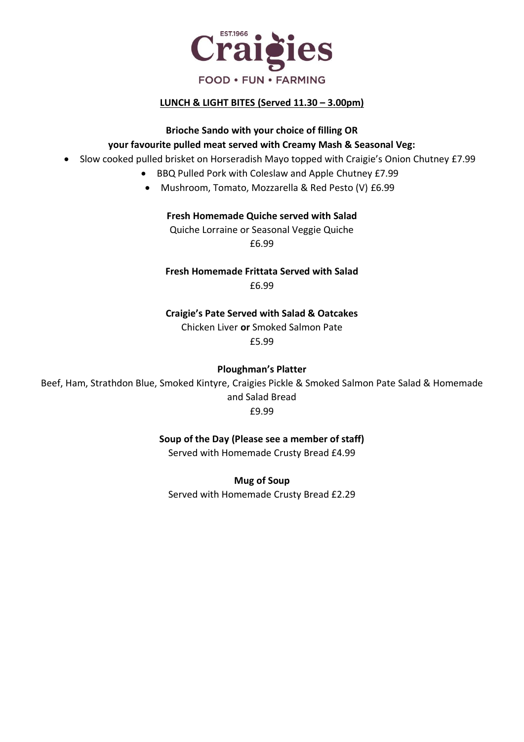# Craigies

EST.1966

FOOD • FUN • FARMING

## LUNCH & LIGHT BITES (Served 11.30 – 3.00pm)

**Brioche Sando with your choice of filling OR**
**your favourite pulled meat served with Creamy Mash & Seasonal Veg:**

- Slow cooked pulled brisket on Horseradish Mayo topped with Craigie's Onion Chutney £7.99
- BBQ Pulled Pork with Coleslaw and Apple Chutney £7.99
- Mushroom, Tomato, Mozzarella & Red Pesto (V) £6.99

**Fresh Homemade Quiche served with Salad**

Quiche Lorraine or Seasonal Veggie Quiche

£6.99

**Fresh Homemade Frittata Served with Salad**

£6.99

**Craigie's Pate Served with Salad & Oatcakes**

Chicken Liver **or** Smoked Salmon Pate

£5.99

**Ploughman's Platter**

Beef, Ham, Strathdon Blue, Smoked Kintyre, Craigies Pickle & Smoked Salmon Pate Salad & Homemade and Salad Bread

£9.99

**Soup of the Day (Please see a member of staff)**

Served with Homemade Crusty Bread £4.99

**Mug of Soup**

Served with Homemade Crusty Bread £2.29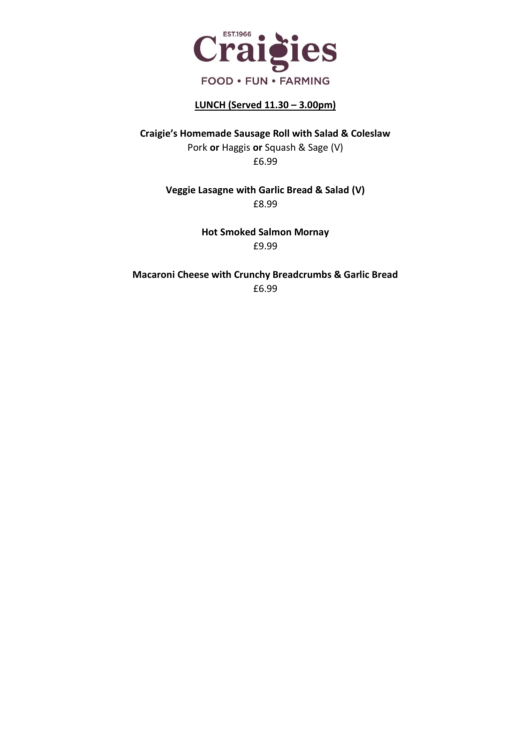EST.1966

# Craigies

FOOD • FUN • FARMING

## LUNCH (Served 11.30 – 3.00pm)

**Craigie's Homemade Sausage Roll with Salad & Coleslaw**

Pork **or** Haggis **or** Squash & Sage (V)

£6.99

**Veggie Lasagne with Garlic Bread & Salad (V)**

£8.99

**Hot Smoked Salmon Mornay**

£9.99

**Macaroni Cheese with Crunchy Breadcrumbs & Garlic Bread**

£6.99